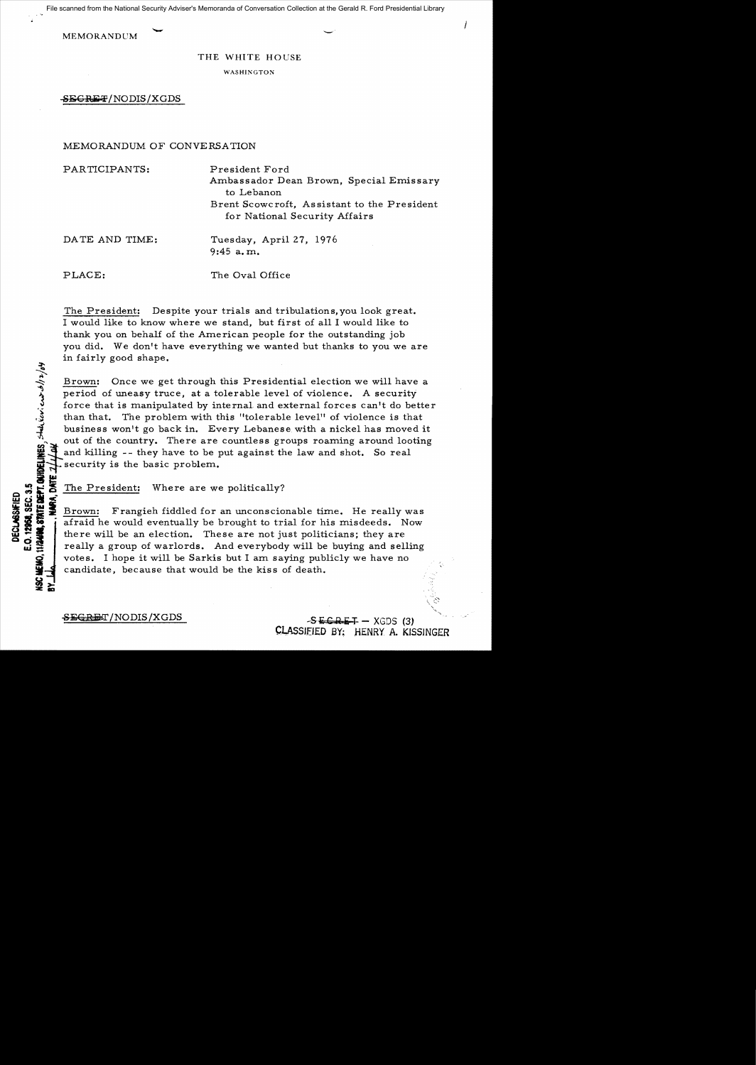MEMORANDUM

THE WHITE HOUSE

WASHINGTON

~~SECRET~~/NODIS/XGDS

MEMORANDUM OF CONVERSATION

PARTICIPANTS: President Ford
Ambassador Dean Brown, Special Emissary to Lebanon
Brent Scowcroft, Assistant to the President for National Security Affairs

DATE AND TIME: Tuesday, April 27, 1976
9:45 a.m.

PLACE: The Oval Office

The President: Despite your trials and tribulations, you look great. I would like to know where we stand, but first of all I would like to thank you on behalf of the American people for the outstanding job you did. We don't have everything we wanted but thanks to you we are in fairly good shape.

Brown: Once we get through this Presidential election we will have a period of uneasy truce, at a tolerable level of violence. A security force that is manipulated by internal and external forces can't do better than that. The problem with this "tolerable level" of violence is that business won't go back in. Every Lebanese with a nickel has moved it out of the country. There are countless groups roaming around looting and killing -- they have to be put against the law and shot. So real security is the basic problem.

The President: Where are we politically?

Brown: Frangieh fiddled for an unconscionable time. He really was afraid he would eventually be brought to trial for his misdeeds. Now there will be an election. These are not just politicians; they are really a group of warlords. And everybody will be buying and selling votes. I hope it will be Sarkis but I am saying publicly we have no candidate, because that would be the kiss of death.

DECLASSIFIED
E.O. 12958, SEC. 3.5
NSC MEMO, 11/24/98, STATE DEPT. GUIDELINES, State review 3/12/04
BY ___, NARA, DATE 2/1/04

~~SECRET~~/NODIS/XGDS

~~SECRET~~ – XGDS (3)
CLASSIFIED BY: HENRY A. KISSINGER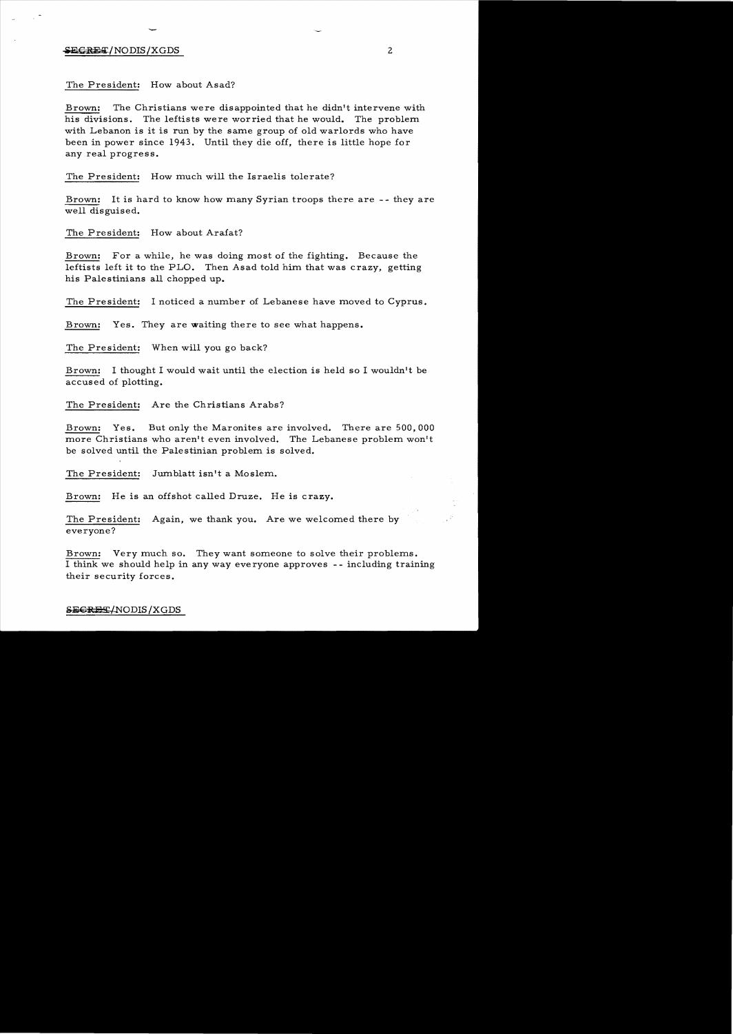The President: How about Asad?

Brown: The Christians were disappointed that he didn't intervene with his divisions. The leftists were worried that he would. The problem with Lebanon is it is run by the same group of old warlords who have been in power since 1943. Until they die off, there is little hope for any real progress.

The President: How much will the Israelis tolerate?

Brown: It is hard to know how many Syrian troops there are -- they are well disguised.

The President: How about Arafat?

Brown: For a while, he was doing most of the fighting. Because the leftists left it to the PLO. Then Asad told him that was crazy, getting his Palestinians all chopped up.

The President: I noticed a number of Lebanese have moved to Cyprus.

Brown: Yes. They are waiting there to see what happens.

The President: When will you go back?

Brown: I thought I would wait until the election is held so I wouldn't be accused of plotting.

The President: Are the Christians Arabs?

Brown: Yes. But only the Maronites are involved. There are 500,000 more Christians who aren't even involved. The Lebanese problem won't be solved until the Palestinian problem is solved.

The President: Jumblatt isn't a Moslem.

Brown: He is an offshot called Druze. He is crazy.

The President: Again, we thank you. Are we welcomed there by everyone?

Brown: Very much so. They want someone to solve their problems. I think we should help in any way everyone approves -- including training their security forces.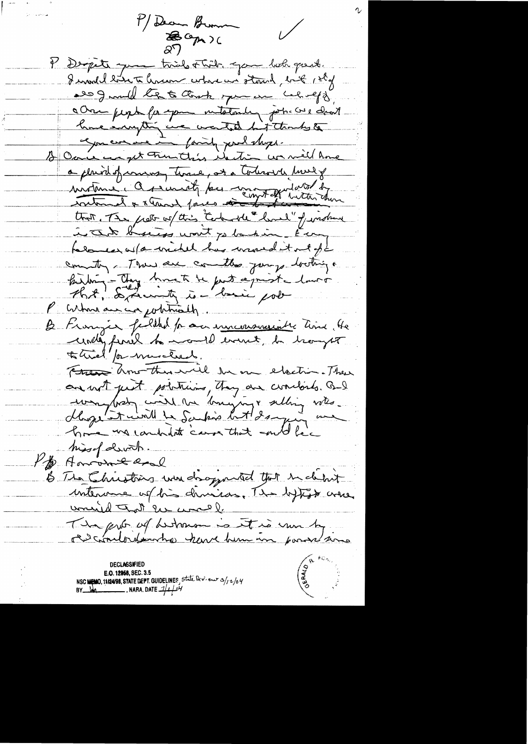P/ Dean Brown
Cyprus
27

P Despite your trials & tribs you both great. I would like to know where we stand, but if so I would like to thank you on behalf of our people for your outstanding job. We don't have everything we wanted but thanks to you we are in fairly good shape.

B Once we get thru this election we will have a period of many trouble, at a tolerable level of violence. A security force constituted of intl & national forces better than that. The probl w/ this "tolerable level" of violence is that business won't go back in. Every balance w/o which has moved it out of the country. There are countless young looting & killing - they have to be put against law & that. Security is a basic prob

P What are we politically.

B Franjieh fiddled for an unconscionable time. He really fixed to mold event, he brought & tried for muscled. There now there will be an election. These are not just politicians, they are warlords. And everybody will be buying & selling votes. Maybe it will be Sarkis but I suppose one have no candidate cause that would be a kiss of death.

P Amount deal

B The Christians were disappointed that we didn't intervene w/ his divisions. The leftists were worried that we would.

The prob of Lebanon is it is run by ... have him in power since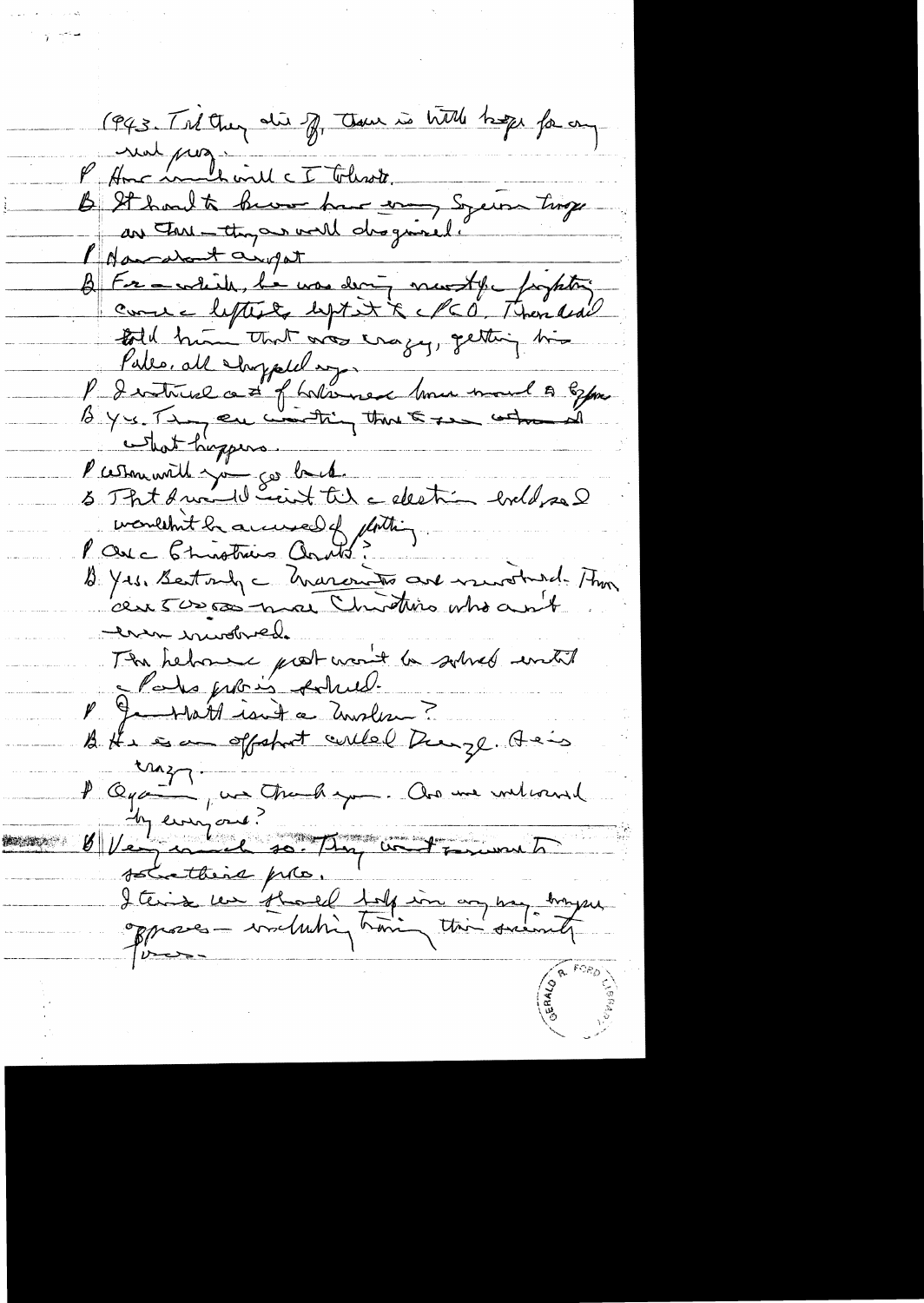1943. Til they die off, there is little hope for any real prog.

P How much will c I Tolerate.

B It hard to know how many Syrian troops are there – they are well disguised.

P How about Arafat

B For a while, he was doing most the fighting. Came c leftists, left it to c PLO. Then Assad told him that was crazy, getting his Pales. all chopped up.

P I noticed a lot of Lebanese have moved to Egypt

B Yes. They are waiting there to see what happens.

P When will you go back.

B That I would wait til c election held, so I wouldn't be accused of plotting.

P Are c Christians Arabs?

B Yes. Certainly c Maronites are involved. There are 500,000 more Christians who aren't even involved.

The Lebanese prob won't be solved until c Pales prob is solved.

P Jumblatt isn't a Moslem?

B He is an offshoot called Druze. He is crazy.

P Again, we thank you. Are we understood by everyone?

B Very much so. They want you to solve their prob.

I think we should help in any way – maybe oppose – including training their security forces.